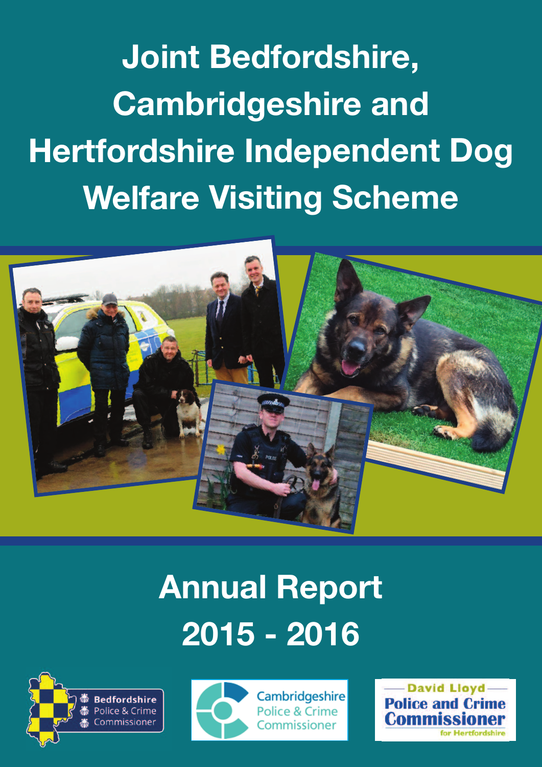# Joint Bedfordshire, Cambridgeshire and Hertfordshire Independent Dog Welfare Visiting Scheme

## Annual Report 2015 - 2016

Bedfordshire Police & Crime Commissioner

Cambridgeshire Police & Crime Commissioner

David Lloyd Police and Crime Commissioner for Hertfordshire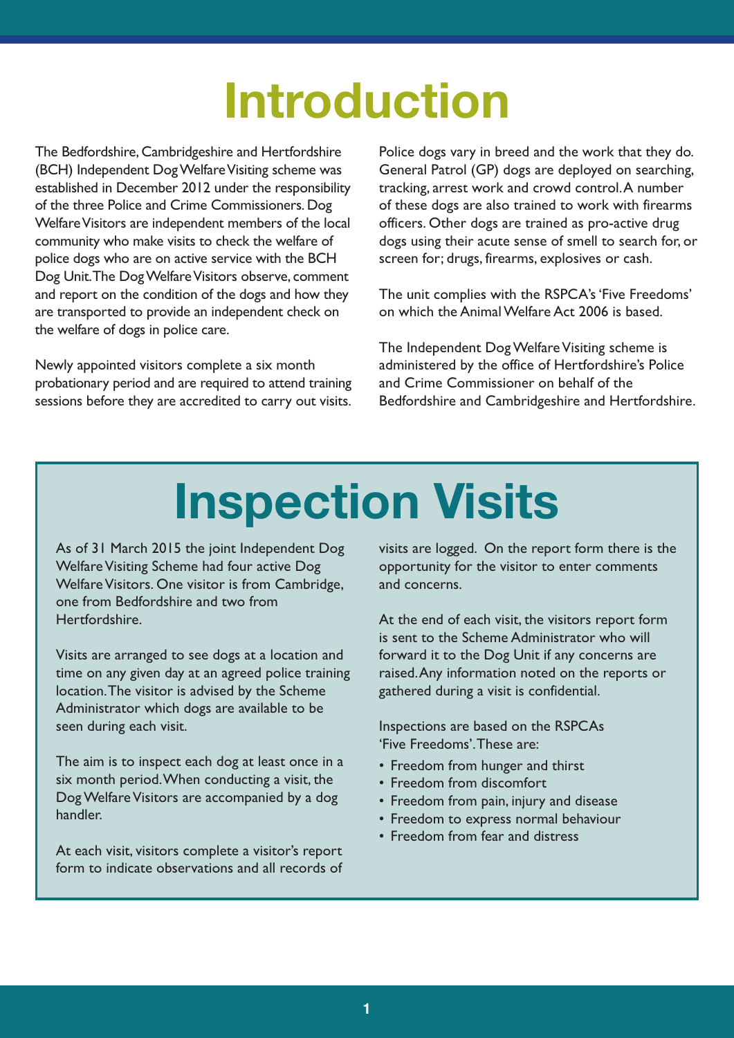# Introduction

The Bedfordshire, Cambridgeshire and Hertfordshire (BCH) Independent Dog Welfare Visiting scheme was established in December 2012 under the responsibility of the three Police and Crime Commissioners. Dog Welfare Visitors are independent members of the local community who make visits to check the welfare of police dogs who are on active service with the BCH Dog Unit. The Dog Welfare Visitors observe, comment and report on the condition of the dogs and how they are transported to provide an independent check on the welfare of dogs in police care.

Newly appointed visitors complete a six month probationary period and are required to attend training sessions before they are accredited to carry out visits.

Police dogs vary in breed and the work that they do. General Patrol (GP) dogs are deployed on searching, tracking, arrest work and crowd control. A number of these dogs are also trained to work with firearms officers. Other dogs are trained as pro-active drug dogs using their acute sense of smell to search for, or screen for; drugs, firearms, explosives or cash.

The unit complies with the RSPCA's 'Five Freedoms' on which the Animal Welfare Act 2006 is based.

The Independent Dog Welfare Visiting scheme is administered by the office of Hertfordshire's Police and Crime Commissioner on behalf of the Bedfordshire and Cambridgeshire and Hertfordshire.

# Inspection Visits

As of 31 March 2015 the joint Independent Dog Welfare Visiting Scheme had four active Dog Welfare Visitors. One visitor is from Cambridge, one from Bedfordshire and two from Hertfordshire.

Visits are arranged to see dogs at a location and time on any given day at an agreed police training location. The visitor is advised by the Scheme Administrator which dogs are available to be seen during each visit.

The aim is to inspect each dog at least once in a six month period. When conducting a visit, the Dog Welfare Visitors are accompanied by a dog handler.

At each visit, visitors complete a visitor's report form to indicate observations and all records of visits are logged. On the report form there is the opportunity for the visitor to enter comments and concerns.

At the end of each visit, the visitors report form is sent to the Scheme Administrator who will forward it to the Dog Unit if any concerns are raised. Any information noted on the reports or gathered during a visit is confidential.

Inspections are based on the RSPCAs 'Five Freedoms'. These are:

- Freedom from hunger and thirst
- Freedom from discomfort
- Freedom from pain, injury and disease
- Freedom to express normal behaviour
- Freedom from fear and distress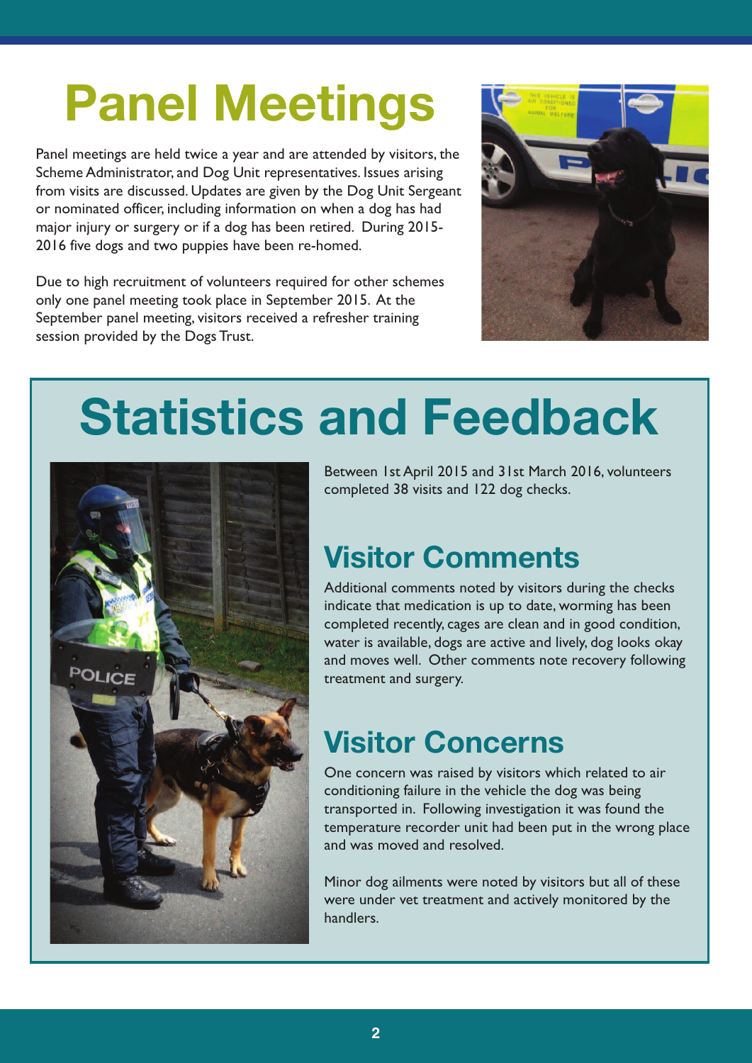# Panel Meetings

Panel meetings are held twice a year and are attended by visitors, the Scheme Administrator, and Dog Unit representatives. Issues arising from visits are discussed. Updates are given by the Dog Unit Sergeant or nominated officer, including information on when a dog has had major injury or surgery or if a dog has been retired. During 2015-2016 five dogs and two puppies have been re-homed.

Due to high recruitment of volunteers required for other schemes only one panel meeting took place in September 2015. At the September panel meeting, visitors received a refresher training session provided by the Dogs Trust.

# Statistics and Feedback

Between 1st April 2015 and 31st March 2016, volunteers completed 38 visits and 122 dog checks.

## Visitor Comments

Additional comments noted by visitors during the checks indicate that medication is up to date, worming has been completed recently, cages are clean and in good condition, water is available, dogs are active and lively, dog looks okay and moves well. Other comments note recovery following treatment and surgery.

## Visitor Concerns

One concern was raised by visitors which related to air conditioning failure in the vehicle the dog was being transported in. Following investigation it was found the temperature recorder unit had been put in the wrong place and was moved and resolved.

Minor dog ailments were noted by visitors but all of these were under vet treatment and actively monitored by the handlers.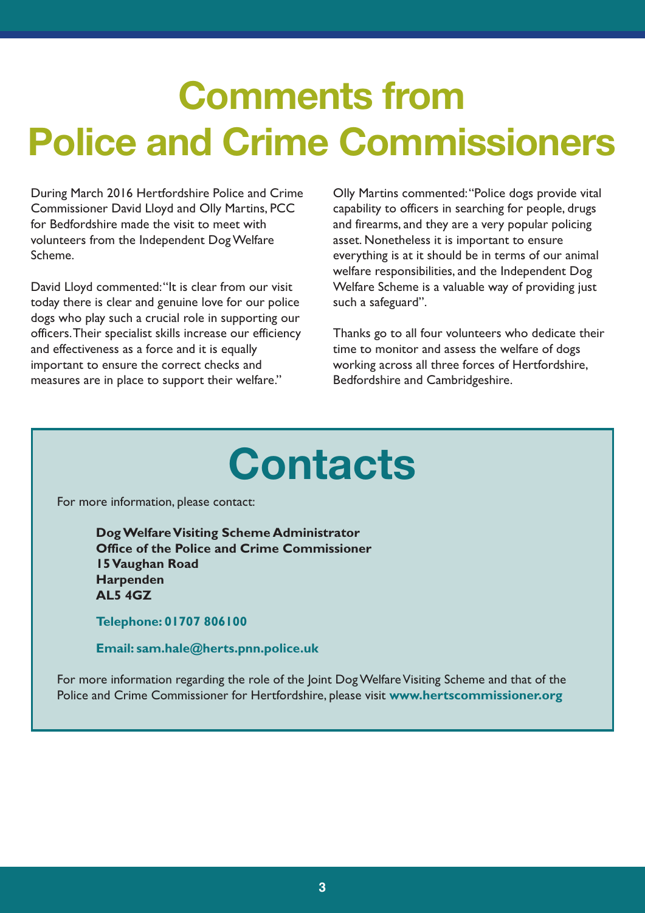# Comments from Police and Crime Commissioners

During March 2016 Hertfordshire Police and Crime Commissioner David Lloyd and Olly Martins, PCC for Bedfordshire made the visit to meet with volunteers from the Independent Dog Welfare Scheme.

David Lloyd commented: "It is clear from our visit today there is clear and genuine love for our police dogs who play such a crucial role in supporting our officers. Their specialist skills increase our efficiency and effectiveness as a force and it is equally important to ensure the correct checks and measures are in place to support their welfare."

Olly Martins commented: "Police dogs provide vital capability to officers in searching for people, drugs and firearms, and they are a very popular policing asset. Nonetheless it is important to ensure everything is at it should be in terms of our animal welfare responsibilities, and the Independent Dog Welfare Scheme is a valuable way of providing just such a safeguard".

Thanks go to all four volunteers who dedicate their time to monitor and assess the welfare of dogs working across all three forces of Hertfordshire, Bedfordshire and Cambridgeshire.

## Contacts

For more information, please contact:

**Dog Welfare Visiting Scheme Administrator**
**Office of the Police and Crime Commissioner**
**15 Vaughan Road**
**Harpenden**
**AL5 4GZ**

**Telephone: 01707 806100**

**Email: sam.hale@herts.pnn.police.uk**

For more information regarding the role of the Joint Dog Welfare Visiting Scheme and that of the Police and Crime Commissioner for Hertfordshire, please visit **www.hertscommissioner.org**